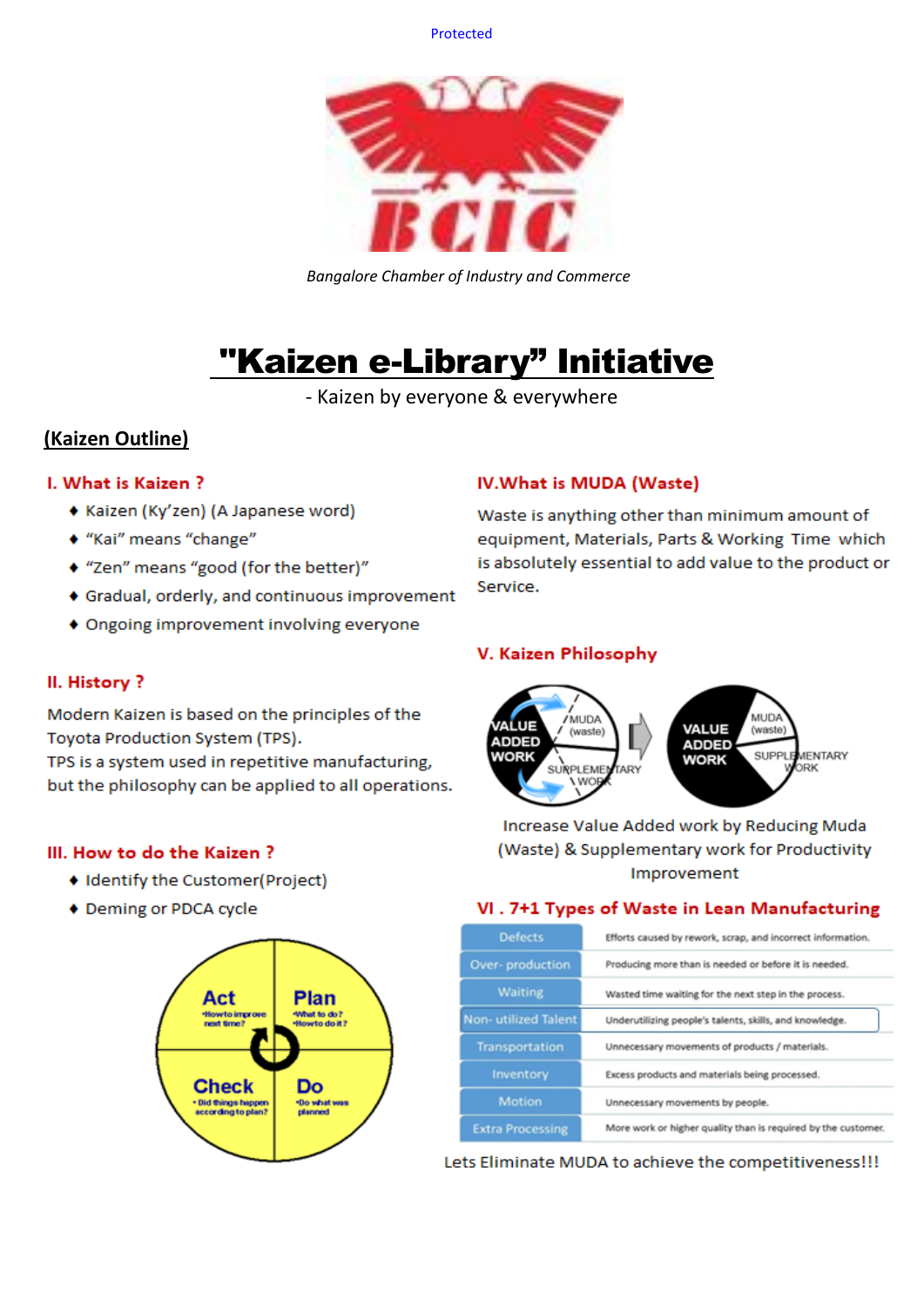Protected

*Bangalore Chamber of Industry and Commerce*

# "Kaizen e-Library" Initiative

- Kaizen by everyone & everywhere

**(Kaizen Outline)**

## I. What is Kaizen ?

- Kaizen (Ky'zen) (A Japanese word)
- "Kai" means "change"
- "Zen" means "good (for the better)"
- Gradual, orderly, and continuous improvement
- Ongoing improvement involving everyone

## II. History ?

Modern Kaizen is based on the principles of the Toyota Production System (TPS).
TPS is a system used in repetitive manufacturing, but the philosophy can be applied to all operations.

## III. How to do the Kaizen ?

- Identify the Customer(Project)
- Deming or PDCA cycle

**Act** – How to improve next time?
**Plan** – What to do? How to do it?
**Check** – Did things happen according to plan?
**Do** – Do what was planned

## IV. What is MUDA (Waste)

Waste is anything other than minimum amount of equipment, Materials, Parts & Working Time which is absolutely essential to add value to the product or Service.

## V. Kaizen Philosophy

VALUE ADDED WORK | MUDA (waste) | SUPPLEMENTARY WORK

Increase Value Added work by Reducing Muda (Waste) & Supplementary work for Productivity Improvement

## VI . 7+1 Types of Waste in Lean Manufacturing

| Waste | Description |
|---|---|
| Defects | Efforts caused by rework, scrap, and incorrect information. |
| Over- production | Producing more than is needed or before it is needed. |
| Waiting | Wasted time waiting for the next step in the process. |
| Non- utilized Talent | Underutilizing people's talents, skills, and knowledge. |
| Transportation | Unnecessary movements of products / materials. |
| Inventory | Excess products and materials being processed. |
| Motion | Unnecessary movements by people. |
| Extra Processing | More work or higher quality than is required by the customer. |

Lets Eliminate MUDA to achieve the competitiveness!!!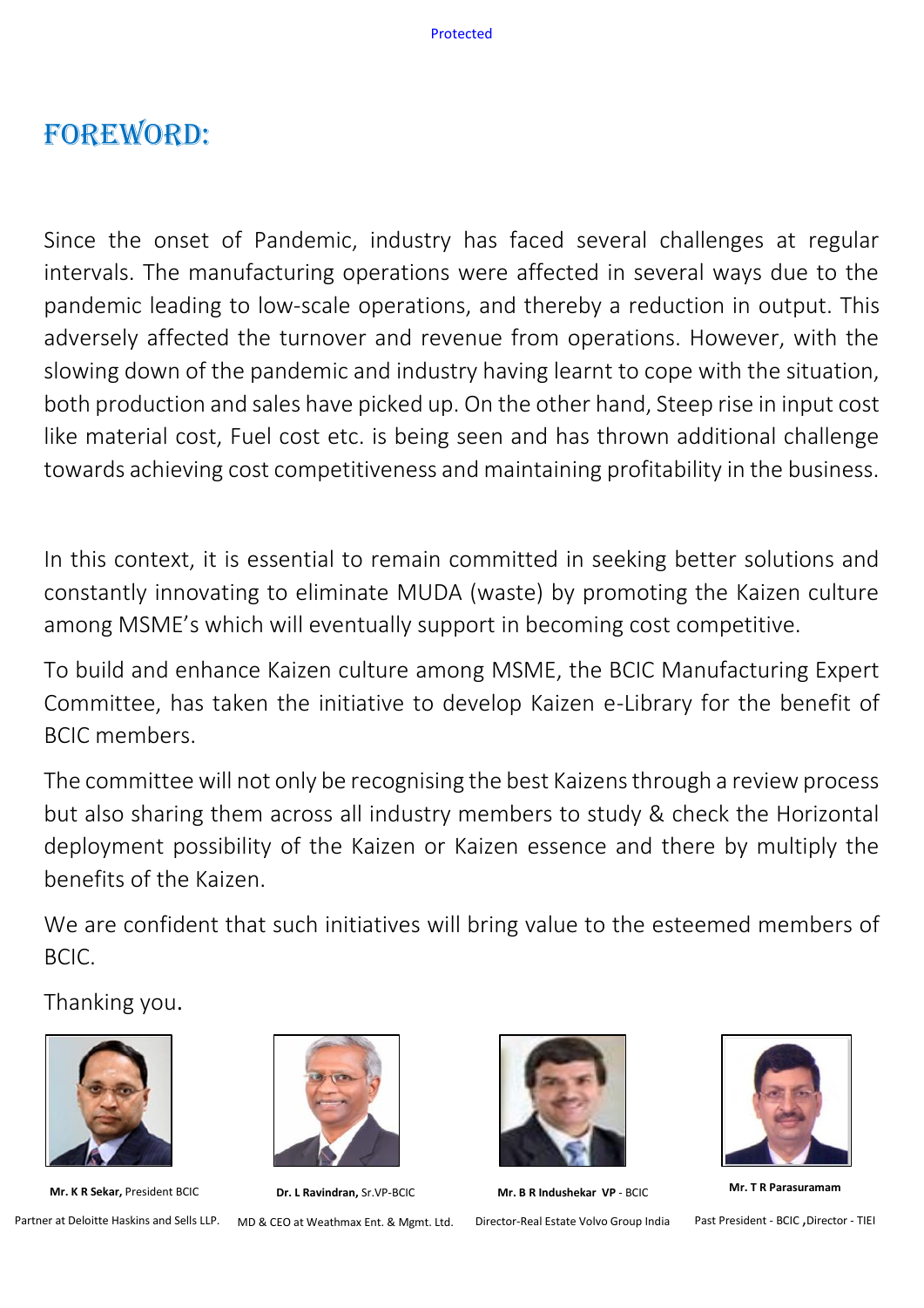# FOREWORD:

Since the onset of Pandemic, industry has faced several challenges at regular intervals. The manufacturing operations were affected in several ways due to the pandemic leading to low-scale operations, and thereby a reduction in output. This adversely affected the turnover and revenue from operations. However, with the slowing down of the pandemic and industry having learnt to cope with the situation, both production and sales have picked up. On the other hand, Steep rise in input cost like material cost, Fuel cost etc. is being seen and has thrown additional challenge towards achieving cost competitiveness and maintaining profitability in the business.

In this context, it is essential to remain committed in seeking better solutions and constantly innovating to eliminate MUDA (waste) by promoting the Kaizen culture among MSME's which will eventually support in becoming cost competitive.

To build and enhance Kaizen culture among MSME, the BCIC Manufacturing Expert Committee, has taken the initiative to develop Kaizen e-Library for the benefit of BCIC members.

The committee will not only be recognising the best Kaizens through a review process but also sharing them across all industry members to study & check the Horizontal deployment possibility of the Kaizen or Kaizen essence and there by multiply the benefits of the Kaizen.

We are confident that such initiatives will bring value to the esteemed members of BCIC.

Thanking you.

**Mr. K R Sekar,** President BCIC
Partner at Deloitte Haskins and Sells LLP.

**Dr. L Ravindran,** Sr.VP-BCIC
MD & CEO at Weathmax Ent. & Mgmt. Ltd.

**Mr. B R Indushekar VP** - BCIC
Director-Real Estate Volvo Group India

**Mr. T R Parasuramam**
Past President - BCIC ,Director - TIEI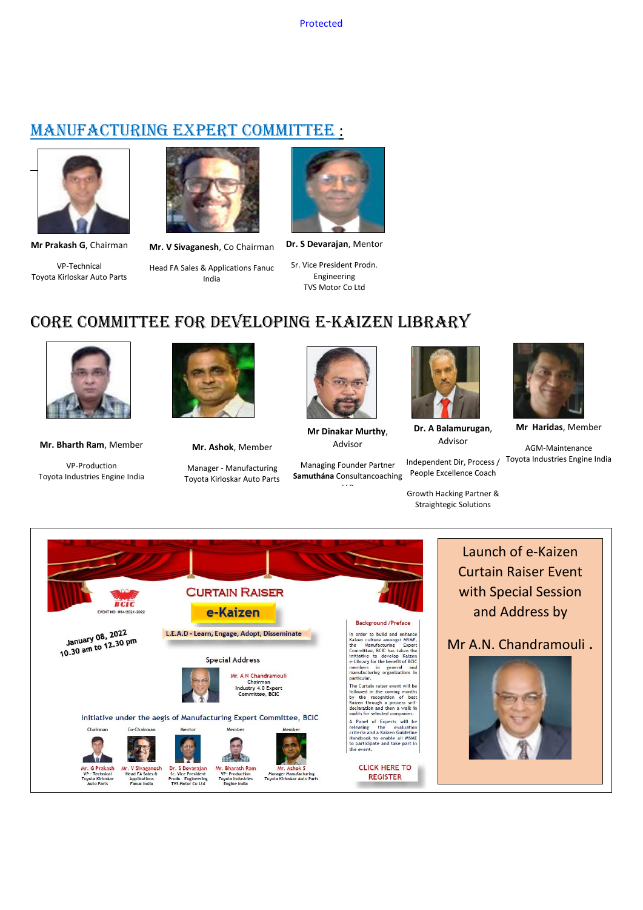## MANUFACTURING EXPERT COMMITTEE :

**Mr Prakash G**, Chairman

VP-Technical
Toyota Kirloskar Auto Parts

**Mr. V Sivaganesh**, Co Chairman

Head FA Sales & Applications Fanuc India

**Dr. S Devarajan**, Mentor

Sr. Vice President Prodn. Engineering
TVS Motor Co Ltd

## CORE COMMITTEE FOR DEVELOPING E-KAIZEN LIBRARY

**Mr. Bharth Ram**, Member

VP-Production
Toyota Industries Engine India

**Mr. Ashok**, Member

Manager - Manufacturing
Toyota Kirloskar Auto Parts

**Mr Dinakar Murthy**, Advisor

Managing Founder Partner
**Samuthána** Consultancoaching

**Dr. A Balamurugan**, Advisor

Independent Dir, Process / People Excellence Coach

Growth Hacking Partner & Straightegic Solutions

**Mr Haridas**, Member

AGM-Maintenance
Toyota Industries Engine India

---

BCIC
EVENT NO. 084/2021-2022

CURTAIN RAISER

e-Kaizen

L.E.A.D - Learn, Engage, Adopt, Disseminate

January 08, 2022
10.30 am to 12.30 pm

Special Address

Mr. A N Chandramouli
Chairman
Industry 4.0 Expert Committee, BCIC

Initiative under the aegis of Manufacturing Expert Committee, BCIC

| Chairman | Co-Chairman | Mentor | Member | Member |
|---|---|---|---|---|
| Mr. G Prakash<br>VP - Technical<br>Toyota Kirloskar Auto Parts | Mr. V Sivaganesh<br>Head FA Sales & Applications<br>Fanuc India | Dr. S Devarajan<br>Sr. Vice President Prodn. Engineering<br>TVS Motor Co Ltd | Mr. Bharath Ram<br>VP- Production<br>Toyota Industries Engine India | Mr. Ashok S<br>Manager Manufacturing<br>Toyota Kirloskar Auto Parts |

**Background /Preface**

In order to build and enhance Kaizen culture amongst MSME, the Manufacturing Expert Committee, BCIC has taken the initiative to develop Kaizen e-Library for the benefit of BCIC members in general and manufacturing organizations in particular.

The Curtain raiser event will be followed in the coming months by the recognition of best Kaizen through a process self-declaration and then a walk in audits for selected companies.

A Panel of Experts will be releasing the evaluation criteria and a Kaizen Guideline Handbook to enable all MSME to participate and take part in the event.

CLICK HERE TO REGISTER

Launch of e-Kaizen Curtain Raiser Event with Special Session and Address by

Mr A.N. Chandramouli .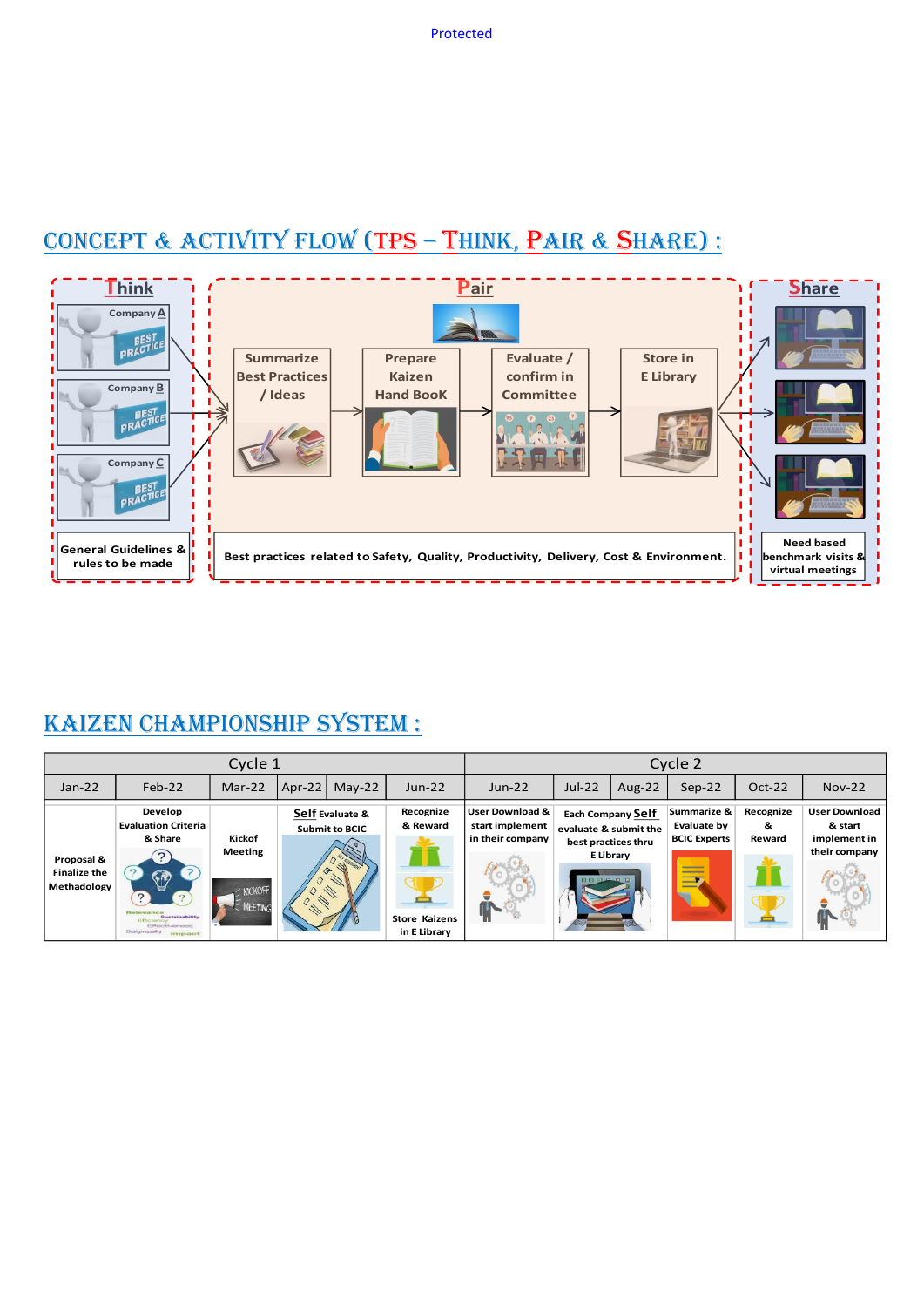## CONCEPT & ACTIVITY FLOW (TPS – THINK, PAIR & SHARE) :

**Think**

Company A — BEST PRACTICE

Company B — BEST PRACTICE

Company C — BEST PRACTICE

General Guidelines & rules to be made

**Pair**

Summarize Best Practices / Ideas → Prepare Kaizen Hand BooK → Evaluate / confirm in Committee → Store in E Library

Best practices related to Safety, Quality, Productivity, Delivery, Cost & Environment.

**Share**

Need based benchmark visits & virtual meetings

## KAIZEN CHAMPIONSHIP SYSTEM :

| Cycle 1 | | | | | | Cycle 2 | | | | | |
|---|---|---|---|---|---|---|---|---|---|---|---|
| Jan-22 | Feb-22 | Mar-22 | Apr-22 | May-22 | Jun-22 | Jun-22 | Jul-22 | Aug-22 | Sep-22 | Oct-22 | Nov-22 |
| Proposal & Finalize the Methadology | Develop Evaluation Criteria & Share | Kickof Meeting | Self Evaluate & Submit to BCIC | | Recognize & Reward; Store Kaizens in E Library | User Download & start implement in their company | Each Company Self evaluate & submit the best practices thru E Library | | Summarize & Evaluate by BCIC Experts | Recognize & Reward | User Download & start implement in their company |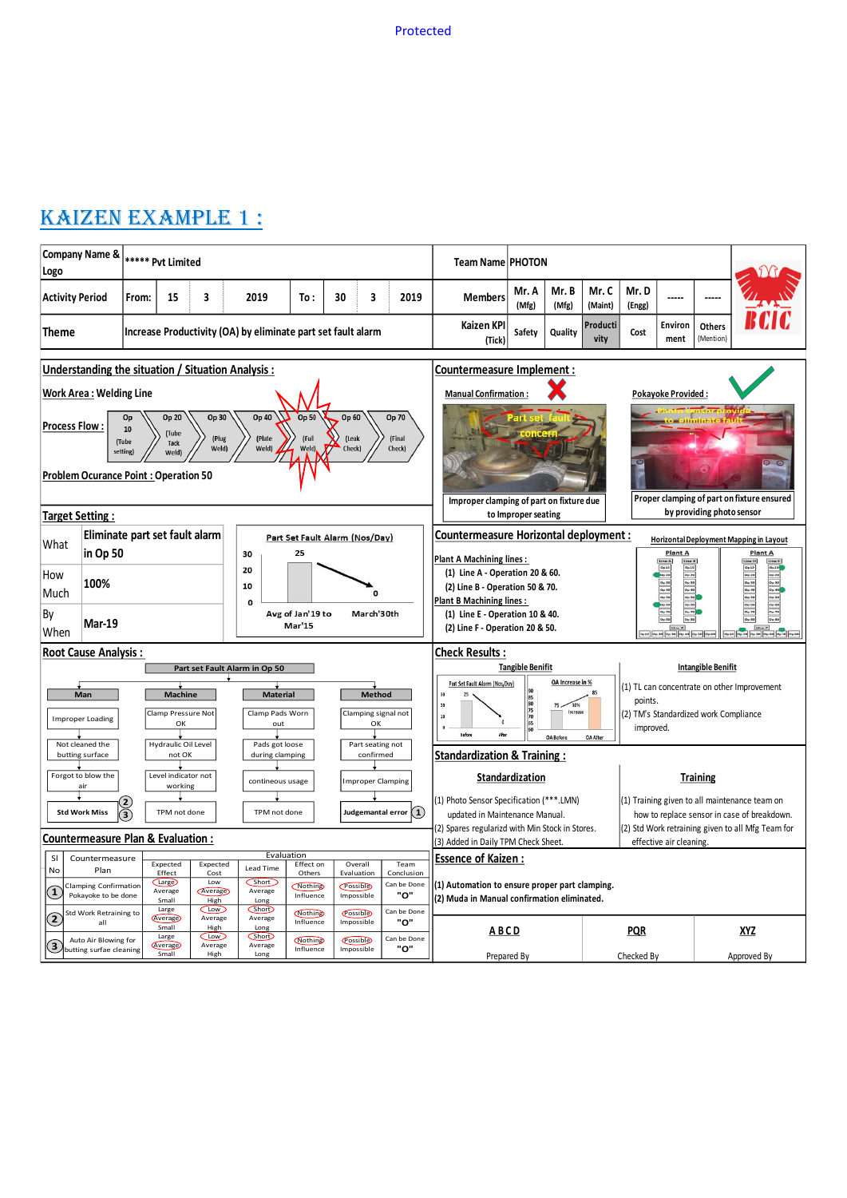# KAIZEN EXAMPLE 1 :

| Company Name & Logo | ***** Pvt Limited | | | | | | | | Team Name | PHOTON | | | | | |
|---|---|---|---|---|---|---|---|---|---|---|---|---|---|---|---|
| Activity Period | From: | 15 | 3 | 2019 | To : | 30 | 3 | 2019 | Members | Mr. A (Mfg) | Mr. B (Mfg) | Mr. C (Maint) | Mr. D (Engg) | ----- | ----- |
| Theme | Increase Productivity (OA) by eliminate part set fault alarm | | | | | | | | Kaizen KPI (Tick) | Safety | Quality | Productivity | Cost | Environment | Others (Mention) |

BCIC

## Understanding the situation / Situation Analysis :

**Work Area :** Welding Line

**Process Flow :** Op 10 (Tube setting) → Op 20 (Tube Tack Weld) → Op 30 (Plug Weld) → Op 40 (Plate Weld) → Op 50 (Full Weld) → Op 60 (Leak Check) → Op 70 (Final Check)

**Problem Ocurance Point :** Operation 50

## Target Setting :

| | |
|---|---|
| What | Eliminate part set fault alarm in Op 50 |
| How Much | 100% |
| By When | Mar-19 |

Part Set Fault Alarm (Nos/Day): Avg of Jan'19 to Mar'15: 25; March'30th: 0

## Root Cause Analysis :

Part set Fault Alarm in Op 50

| Man | Machine | Material | Method |
|---|---|---|---|
| Improper Loading | Clamp Pressure Not OK | Clamp Pads Worn out | Clamping signal not OK |
| Not cleaned the butting surface | Hydraulic Oil Level not OK | Pads got loose during clamping | Part seating not confirmed |
| Forgot to blow the air | Level indicator not working | contineous usage | Improper Clamping |
| Std Work Miss (2) (3) | TPM not done | TPM not done | Judgemantal error (1) |

## Countermeasure Plan & Evaluation :

| Sl No | Countermeasure Plan | Expected Effect | Expected Cost | Lead Time | Effect on Others | Overall Evaluation | Team Conclusion |
|---|---|---|---|---|---|---|---|
| 1 | Clamping Confirmation Pokayoke to be done | Large | Average | Short | Nothing Influence | Possible | Can be Done "O" |
| 2 | Std Work Retraining to all | Average | Low | Short | Nothing Influence | Possible | Can be Done "O" |
| 3 | Auto Air Blowing for butting surface cleaning | Average | Low | Short | Nothing Influence | Possible | Can be Done "O" |

## Countermeasure Implement :

**Manual Confirmation :** ✗ — Part set fault concern

Improper clamping of part on fixture due to Improper seating

**Pokayoke Provided :** ✓ — Photo sensor provide to eliminate fault

Proper clamping of part on fixture ensured by providing photo sensor

## Countermeasure Horizontal deployment :

**Plant A Machining lines :**
(1) Line A - Operation 20 & 60.
(2) Line B - Operation 50 & 70.

**Plant B Machining lines :**
(1) Line E - Operation 10 & 40.
(2) Line F - Operation 20 & 50.

Horizontal Deployment Mapping in Layout

## Check Results :

**Tangible Benifit**

Part Set Fault Alarm (Nos/Day): Before 25, After 0
OA Increase in %: OA Before 75, OA After 85 (10% Increase)

**Intangible Benifit**

(1) TL can concentrate on other Improvement points.
(2) TM's Standardized work Compliance improved.

## Standardization & Training :

**Standardization**

(1) Photo Sensor Specification (***.LMN) updated in Maintenance Manual.
(2) Spares regularizd with Min Stock in Stores.
(3) Added in Daily TPM Check Sheet.

**Training**

(1) Training given to all maintenance team on how to replace sensor in case of breakdown.
(2) Std Work retraining given to all Mfg Team for effective air cleaning.

## Essence of Kaizen :

(1) Automation to ensure proper part clamping.
(2) Muda in Manual confirmation eliminated.

| ABCD | PQR | XYZ |
|---|---|---|
| Prepared By | Checked By | Approved By |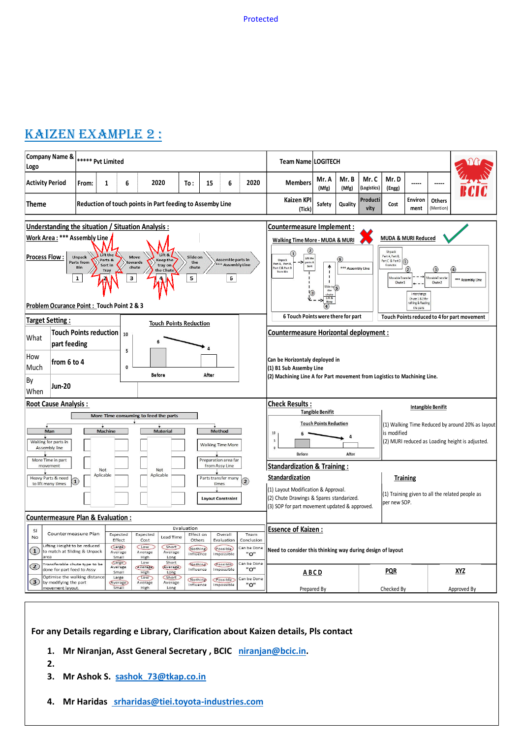Protected

# KAIZEN EXAMPLE 2 :

| Company Name & Logo | ***** Pvt Limited | | | | | | | Team Name | LOGITECH | | | | | | BCIC |
|---|---|---|---|---|---|---|---|---|---|---|---|---|---|---|---|
| Activity Period | From: | 1 | 6 | 2020 | To : | 15 | 6 | 2020 | Members | Mr. A (Mfg) | Mr. B (Mfg) | Mr. C (Logistics) | Mr. D (Engg) | ----- | ----- |
| Theme | Reduction of touch points in Part feeding to Assemby Line | | | | | | | | Kaizen KPI (Tick) | Safety | Quality | Productivity | Cost | Environment | Others (Mention) |

## Understanding the situation / Situation Analysis :

**Work Area :** *** Assembly Line

**Process Flow :** Unpack Parts from Bin (1) → Lift the Parts & Sort in Tray (2) → Move towards chute (3) → Lift & Keep the tray on the Chute (4) → Slide on the chute (5) → Assemble parts in *** Assembly Line (6)

**Problem Ocurance Point :** Touch Point 2 & 3

## Target Setting :

| What | Touch Points reduction part feeding |
|---|---|
| How Much | from 6 to 4 |
| By When | Jun-20 |

Touch Points Reduction: Before 6, After 4

## Root Cause Analysis :

More Time consuming to feed the parts

| Man | Machine | Material | Method |
|---|---|---|---|
| Waiting for parts in Assembly line | Not Aplicable | Not Aplicable | Walking Time More |
| More Time in part movement | | | Preparation area far from Assy Line |
| Heavy Parts & need to lift many times (1) | | | Parts transfer many times (2) |
| | | | Layout Constraint |

## Countermeasure Plan & Evaluation :

| Sl No | Countermeasure Plan | Expected Effect | Expected Cost | Lead Time | Effect on Others | Overall Evaluation | Team Conclusion |
|---|---|---|---|---|---|---|---|
| 1 | Lifting Height to be reduced to match at Sliding & Unpack area | Large | Low | Short | Nothing | Possible | Can be Done "O" |
| 2 | Transferable chute type to be done for part feed to Assy | Average | Average | Average | Nothing | Possible | Can be Done "O" |
| 3 | Optimise the walking distance by modifying the part movement layout. | Average | Low | Short | Nothing | Possible | Can be Done "O" |

## Countermeasure Implement :

Walking Time More - MUDA & MURI → MUDA & MURI Reduced

6 Touch Points were there for part → Touch Points reduced to 4 for part movement

## Countermeasure Horizontal deployment :

Can be Horizontaly deployed in
(1) B1 Sub Assembly Line
(2) Machining Line A for Part movement from Logistics to Machining Line.

## Check Results :

**Tangible Benifit**

Touch Points Reduction: Before 6, After 4

**Intangible Benifit**

(1) Walking Time Reduced by around 20% as layout is modified
(2) MURI reduced as Loading height is adjusted.

## Standardization & Training :

**Standardization**

(1) Layout Modification & Approval.
(2) Chute Drawings & Spares standarized.
(3) SOP for part movement updated & approved.

**Training**

(1) Training given to all the related people as per new SOP.

## Essence of Kaizen :

Need to consider this thinking way during design of layout

| A B C D | PQR | XYZ |
|---|---|---|
| Prepared By | Checked By | Approved By |

**For any Details regarding e Library, Clarification about Kaizen details, Pls contact**

1. **Mr Niranjan, Asst General Secretary , BCIC** niranjan@bcic.in.
2.
3. **Mr Ashok S.** sashok_73@tkap.co.in
4. **Mr Haridas** srharidas@tiei.toyota-industries.com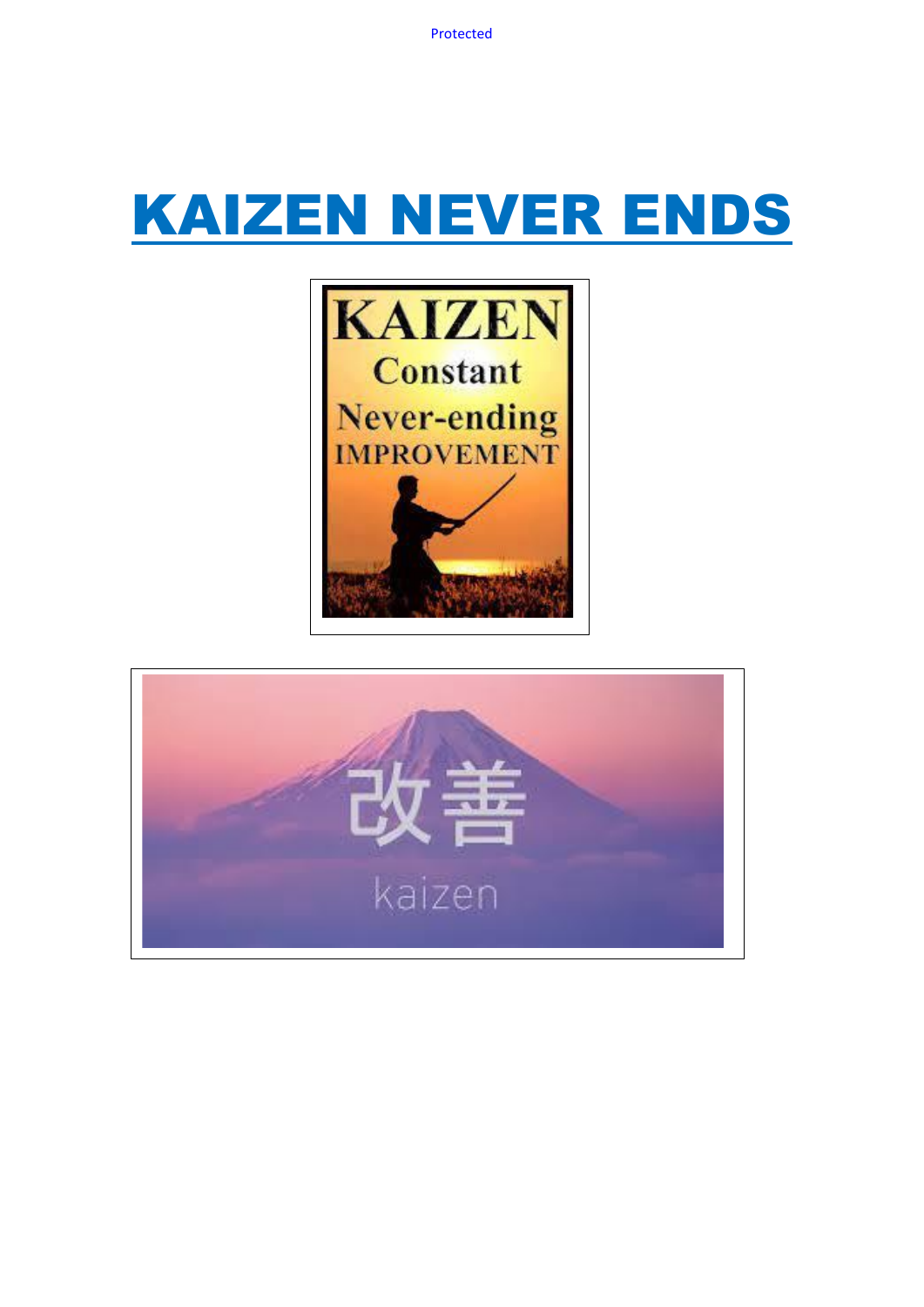# KAIZEN NEVER ENDS